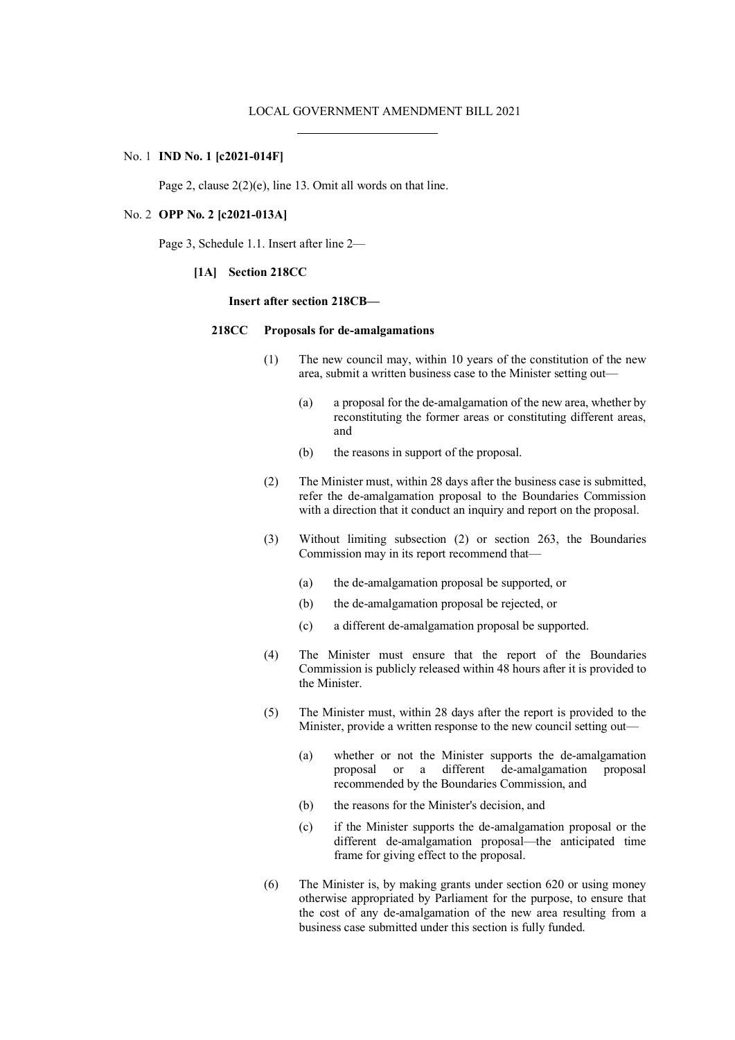LOCAL GOVERNMENT AMENDMENT BILL 2021

No. 1 **IND No. 1 [c2021-014F]**

Page 2, clause 2(2)(e), line 13. Omit all words on that line.

No. 2 **OPP No. 2 [c2021-013A]**

Page 3, Schedule 1.1. Insert after line 2—

**[1A] Section 218CC**

**Insert after section 218CB—**

**218CC Proposals for de-amalgamations**

(1) The new council may, within 10 years of the constitution of the new area, submit a written business case to the Minister setting out—

(a) a proposal for the de-amalgamation of the new area, whether by reconstituting the former areas or constituting different areas, and

(b) the reasons in support of the proposal.

(2) The Minister must, within 28 days after the business case is submitted, refer the de-amalgamation proposal to the Boundaries Commission with a direction that it conduct an inquiry and report on the proposal.

(3) Without limiting subsection (2) or section 263, the Boundaries Commission may in its report recommend that—

(a) the de-amalgamation proposal be supported, or

(b) the de-amalgamation proposal be rejected, or

(c) a different de-amalgamation proposal be supported.

(4) The Minister must ensure that the report of the Boundaries Commission is publicly released within 48 hours after it is provided to the Minister.

(5) The Minister must, within 28 days after the report is provided to the Minister, provide a written response to the new council setting out—

(a) whether or not the Minister supports the de-amalgamation proposal or a different de-amalgamation proposal recommended by the Boundaries Commission, and

(b) the reasons for the Minister's decision, and

(c) if the Minister supports the de-amalgamation proposal or the different de-amalgamation proposal—the anticipated time frame for giving effect to the proposal.

(6) The Minister is, by making grants under section 620 or using money otherwise appropriated by Parliament for the purpose, to ensure that the cost of any de-amalgamation of the new area resulting from a business case submitted under this section is fully funded.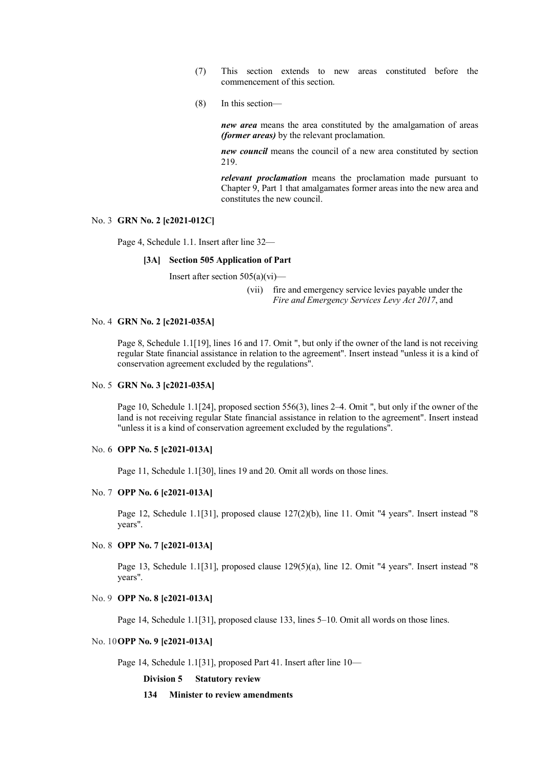(7) This section extends to new areas constituted before the commencement of this section.

(8) In this section—

***new area*** means the area constituted by the amalgamation of areas ***(former areas)*** by the relevant proclamation.

***new council*** means the council of a new area constituted by section 219.

***relevant proclamation*** means the proclamation made pursuant to Chapter 9, Part 1 that amalgamates former areas into the new area and constitutes the new council.

No. 3 **GRN No. 2 [c2021-012C]**

Page 4, Schedule 1.1. Insert after line 32—

**[3A] Section 505 Application of Part**

Insert after section 505(a)(vi)—

(vii) fire and emergency service levies payable under the *Fire and Emergency Services Levy Act 2017*, and

No. 4 **GRN No. 2 [c2021-035A]**

Page 8, Schedule 1.1[19], lines 16 and 17. Omit ", but only if the owner of the land is not receiving regular State financial assistance in relation to the agreement". Insert instead "unless it is a kind of conservation agreement excluded by the regulations".

No. 5 **GRN No. 3 [c2021-035A]**

Page 10, Schedule 1.1[24], proposed section 556(3), lines 2–4. Omit ", but only if the owner of the land is not receiving regular State financial assistance in relation to the agreement". Insert instead "unless it is a kind of conservation agreement excluded by the regulations".

No. 6 **OPP No. 5 [c2021-013A]**

Page 11, Schedule 1.1[30], lines 19 and 20. Omit all words on those lines.

No. 7 **OPP No. 6 [c2021-013A]**

Page 12, Schedule 1.1[31], proposed clause 127(2)(b), line 11. Omit "4 years". Insert instead "8 years".

No. 8 **OPP No. 7 [c2021-013A]**

Page 13, Schedule 1.1[31], proposed clause 129(5)(a), line 12. Omit "4 years". Insert instead "8 years".

No. 9 **OPP No. 8 [c2021-013A]**

Page 14, Schedule 1.1[31], proposed clause 133, lines 5–10. Omit all words on those lines.

No. 10 **OPP No. 9 [c2021-013A]**

Page 14, Schedule 1.1[31], proposed Part 41. Insert after line 10—

**Division 5 Statutory review**

**134 Minister to review amendments**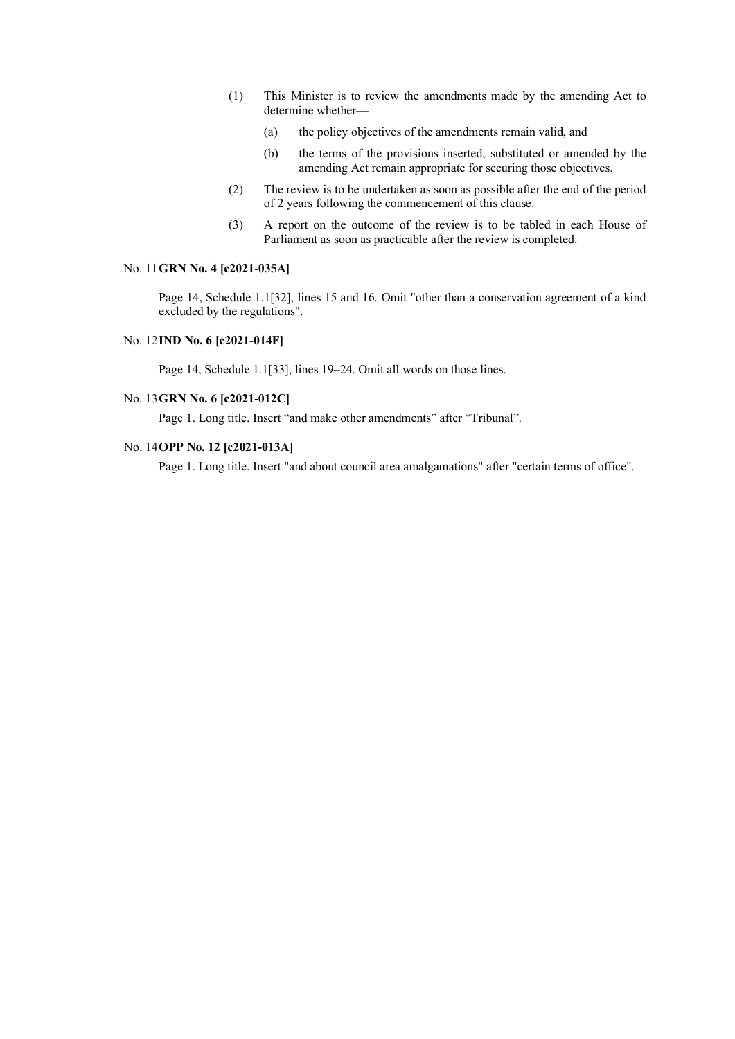(1) This Minister is to review the amendments made by the amending Act to determine whether—

(a) the policy objectives of the amendments remain valid, and

(b) the terms of the provisions inserted, substituted or amended by the amending Act remain appropriate for securing those objectives.

(2) The review is to be undertaken as soon as possible after the end of the period of 2 years following the commencement of this clause.

(3) A report on the outcome of the review is to be tabled in each House of Parliament as soon as practicable after the review is completed.

No. 11 **GRN No. 4 [c2021-035A]**

Page 14, Schedule 1.1[32], lines 15 and 16. Omit "other than a conservation agreement of a kind excluded by the regulations".

No. 12 **IND No. 6 [c2021-014F]**

Page 14, Schedule 1.1[33], lines 19–24. Omit all words on those lines.

No. 13 **GRN No. 6 [c2021-012C]**

Page 1. Long title. Insert "and make other amendments" after "Tribunal".

No. 14 **OPP No. 12 [c2021-013A]**

Page 1. Long title. Insert "and about council area amalgamations" after "certain terms of office".